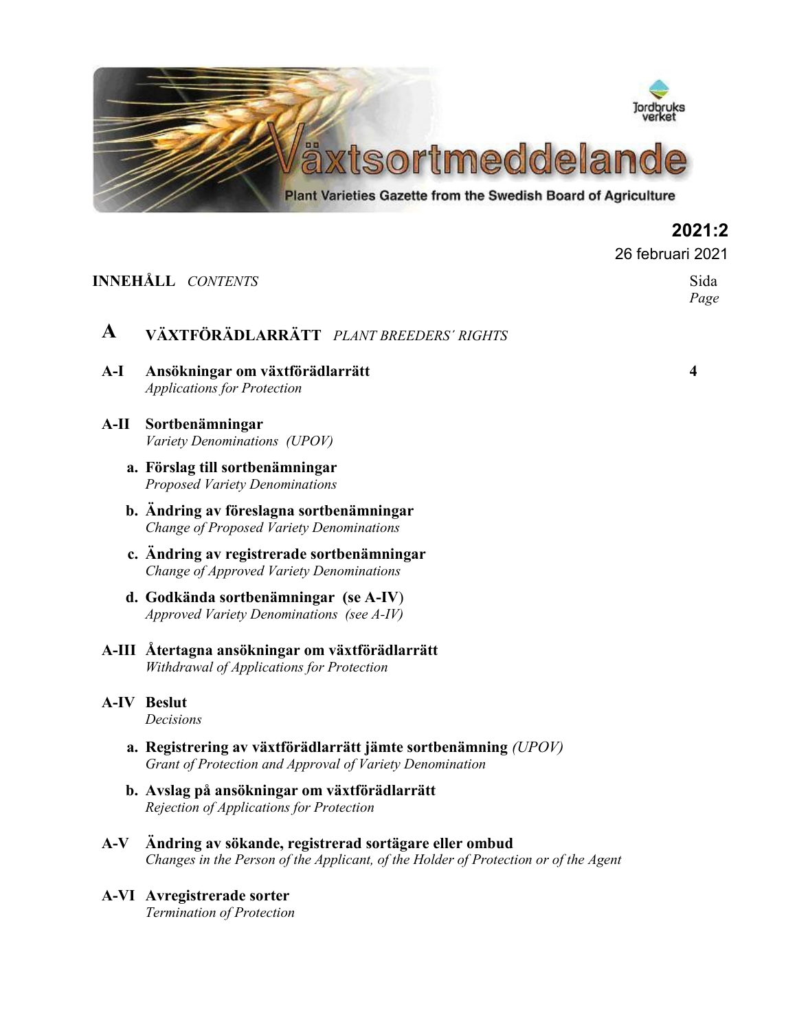# Växtsortmeddelande

Plant Varieties Gazette from the Swedish Board of Agriculture

Jordbruksverket

**2021:2**

26 februari 2021

**INNEHÅLL** *CONTENTS* Sida *Page*

## A VÄXTFÖRÄDLARRÄTT *PLANT BREEDERS´ RIGHTS*

**A-I Ansökningar om växtförädlarrätt** **4**
*Applications for Protection*

**A-II Sortbenämningar**
*Variety Denominations (UPOV)*

- **a. Förslag till sortbenämningar**
  *Proposed Variety Denominations*
- **b. Ändring av föreslagna sortbenämningar**
  *Change of Proposed Variety Denominations*
- **c. Ändring av registrerade sortbenämningar**
  *Change of Approved Variety Denominations*
- **d. Godkända sortbenämningar (se A-IV)**
  *Approved Variety Denominations (see A-IV)*

**A-III Återtagna ansökningar om växtförädlarrätt**
*Withdrawal of Applications for Protection*

**A-IV Beslut**
*Decisions*

- **a. Registrering av växtförädlarrätt jämte sortbenämning** *(UPOV)*
  *Grant of Protection and Approval of Variety Denomination*
- **b. Avslag på ansökningar om växtförädlarrätt**
  *Rejection of Applications for Protection*

**A-V Ändring av sökande, registrerad sortägare eller ombud**
*Changes in the Person of the Applicant, of the Holder of Protection or of the Agent*

**A-VI Avregistrerade sorter**
*Termination of Protection*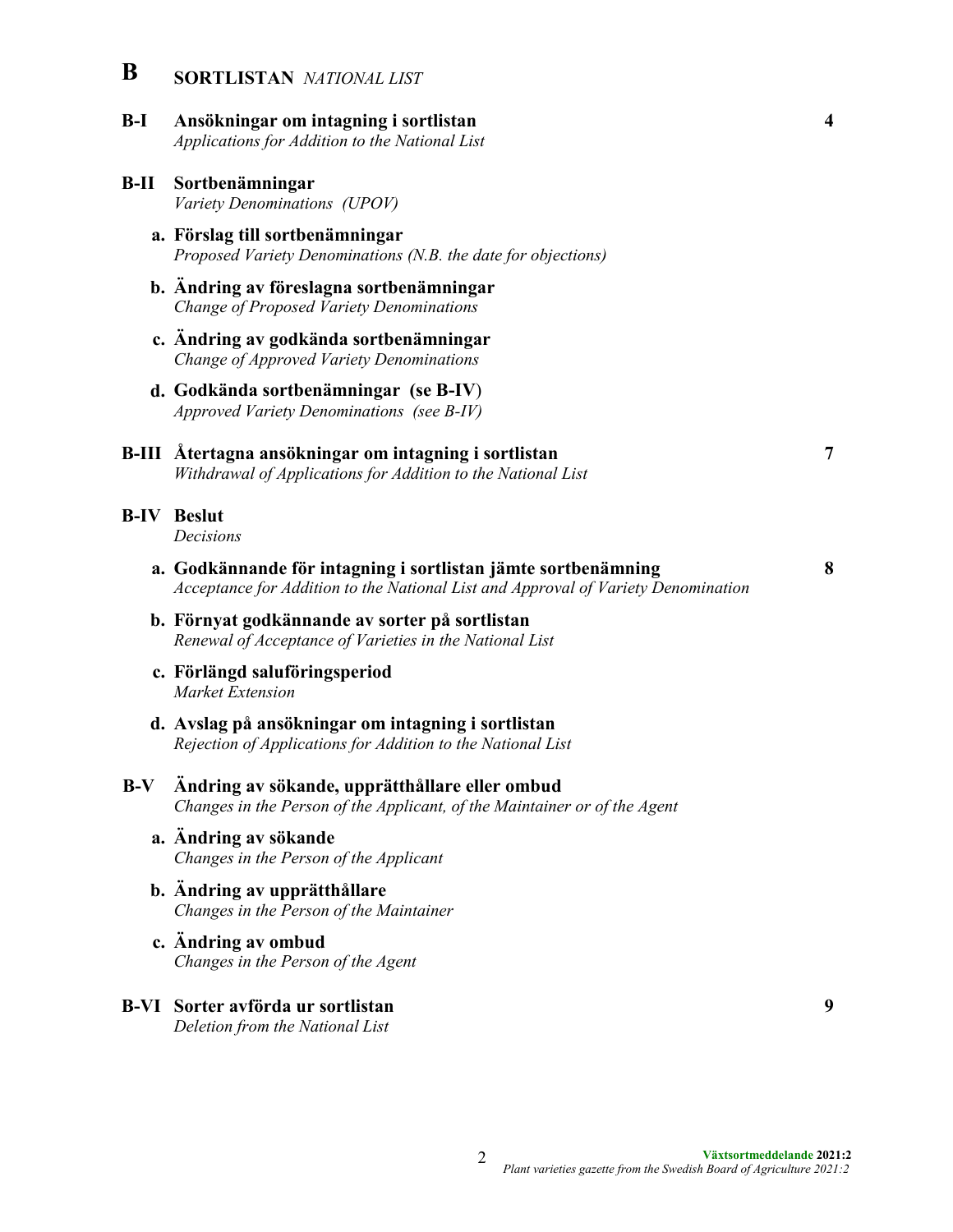# B SORTLISTAN *NATIONAL LIST*

| | | |
|---|---|---|
| **B-I** | **Ansökningar om intagning i sortlistan**<br>*Applications for Addition to the National List* | **4** |
| **B-II** | **Sortbenämningar**<br>*Variety Denominations (UPOV)* | |
| | **a. Förslag till sortbenämningar**<br>*Proposed Variety Denominations (N.B. the date for objections)* | |
| | **b. Ändring av föreslagna sortbenämningar**<br>*Change of Proposed Variety Denominations* | |
| | **c. Ändring av godkända sortbenämningar**<br>*Change of Approved Variety Denominations* | |
| | **d. Godkända sortbenämningar (se B-IV)**<br>*Approved Variety Denominations (see B-IV)* | |
| **B-III** | **Återtagna ansökningar om intagning i sortlistan**<br>*Withdrawal of Applications for Addition to the National List* | **7** |
| **B-IV** | **Beslut**<br>*Decisions* | |
| | **a. Godkännande för intagning i sortlistan jämte sortbenämning**<br>*Acceptance for Addition to the National List and Approval of Variety Denomination* | **8** |
| | **b. Förnyat godkännande av sorter på sortlistan**<br>*Renewal of Acceptance of Varieties in the National List* | |
| | **c. Förlängd saluföringsperiod**<br>*Market Extension* | |
| | **d. Avslag på ansökningar om intagning i sortlistan**<br>*Rejection of Applications for Addition to the National List* | |
| **B-V** | **Ändring av sökande, upprätthållare eller ombud**<br>*Changes in the Person of the Applicant, of the Maintainer or of the Agent* | |
| | **a. Ändring av sökande**<br>*Changes in the Person of the Applicant* | |
| | **b. Ändring av upprätthållare**<br>*Changes in the Person of the Maintainer* | |
| | **c. Ändring av ombud**<br>*Changes in the Person of the Agent* | |
| **B-VI** | **Sorter avförda ur sortlistan**<br>*Deletion from the National List* | **9** |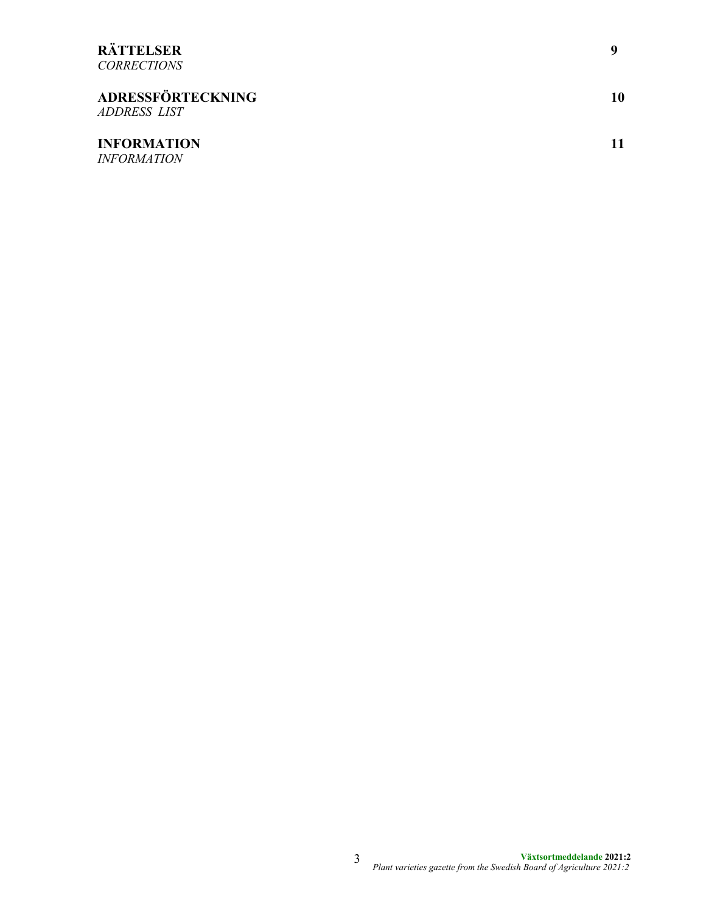**RÄTTELSER** 9
*CORRECTIONS*

**ADRESSFÖRTECKNING** 10
*ADDRESS LIST*

**INFORMATION** 11
*INFORMATION*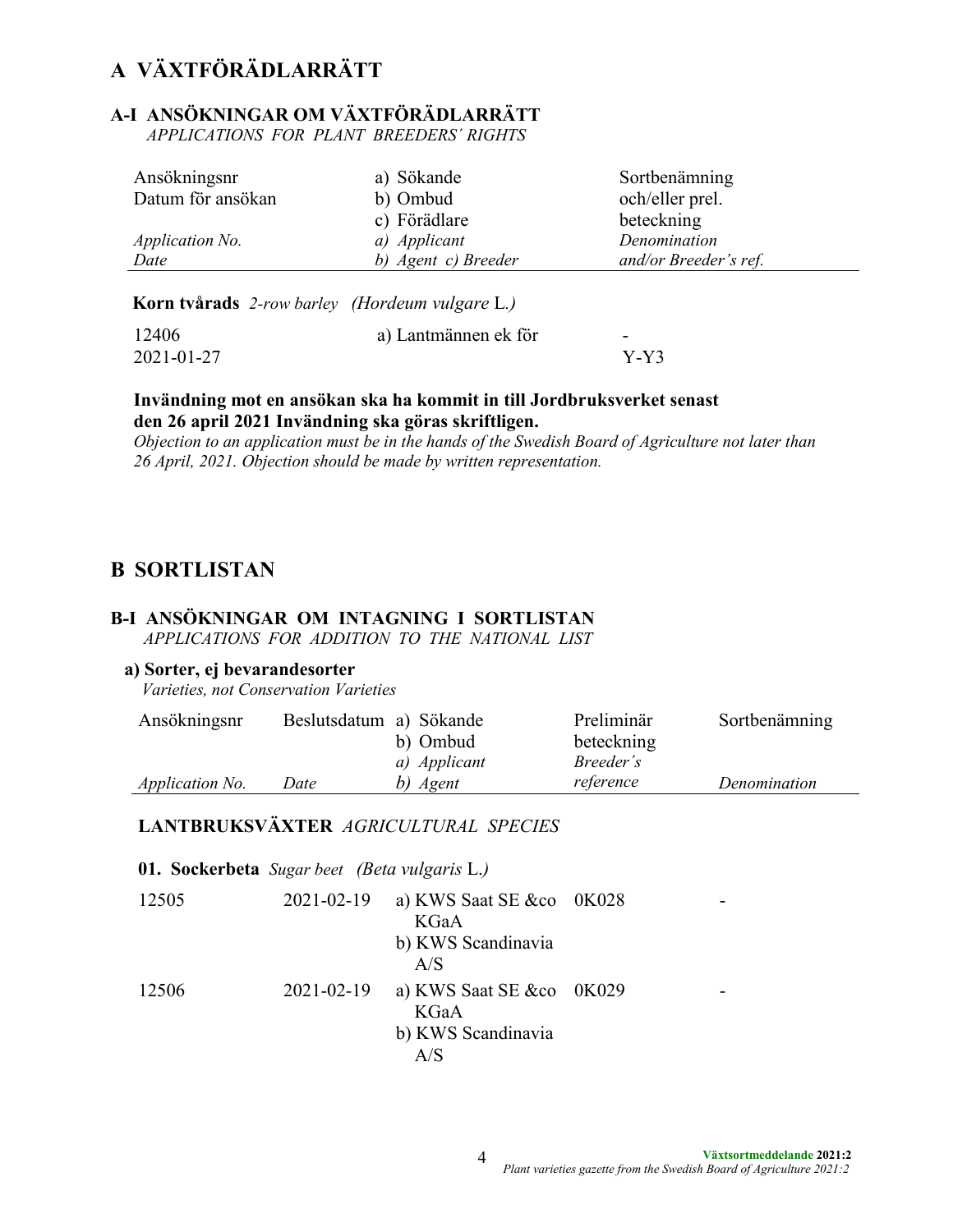# A VÄXTFÖRÄDLARRÄTT

## A-I ANSÖKNINGAR OM VÄXTFÖRÄDLARRÄTT

*APPLICATIONS FOR PLANT BREEDERS´ RIGHTS*

| Ansökningsnr<br>Datum för ansökan<br>*Application No.*<br>*Date* | a) Sökande<br>b) Ombud<br>c) Förädlare<br>*a) Applicant*<br>*b) Agent c) Breeder* | Sortbenämning<br>och/eller prel.<br>beteckning<br>*Denomination*<br>*and/or Breeder's ref.* |
|---|---|---|
| **Korn tvårads** *2-row barley (Hordeum vulgare* L.*)* | | |
| 12406<br>2021-01-27 | a) Lantmännen ek för | -<br>Y-Y3 |

**Invändning mot en ansökan ska ha kommit in till Jordbruksverket senast den 26 april 2021 Invändning ska göras skriftligen.**

*Objection to an application must be in the hands of the Swedish Board of Agriculture not later than 26 April, 2021. Objection should be made by written representation.*

# B SORTLISTAN

## B-I ANSÖKNINGAR OM INTAGNING I SORTLISTAN

*APPLICATIONS FOR ADDITION TO THE NATIONAL LIST*

### a) Sorter, ej bevarandesorter

*Varieties, not Conservation Varieties*

| Ansökningsnr<br>*Application No.* | Beslutsdatum<br>*Date* | a) Sökande<br>b) Ombud<br>*a) Applicant*<br>*b) Agent* | Preliminär beteckning<br>*Breeder´s reference* | Sortbenämning<br>*Denomination* |
|---|---|---|---|---|
| **LANTBRUKSVÄXTER** *AGRICULTURAL SPECIES* | | | | |
| **01. Sockerbeta** *Sugar beet (Beta vulgaris* L.*)* | | | | |
| 12505 | 2021-02-19 | a) KWS Saat SE &co KGaA<br>b) KWS Scandinavia A/S | 0K028 | - |
| 12506 | 2021-02-19 | a) KWS Saat SE &co KGaA<br>b) KWS Scandinavia A/S | 0K029 | - |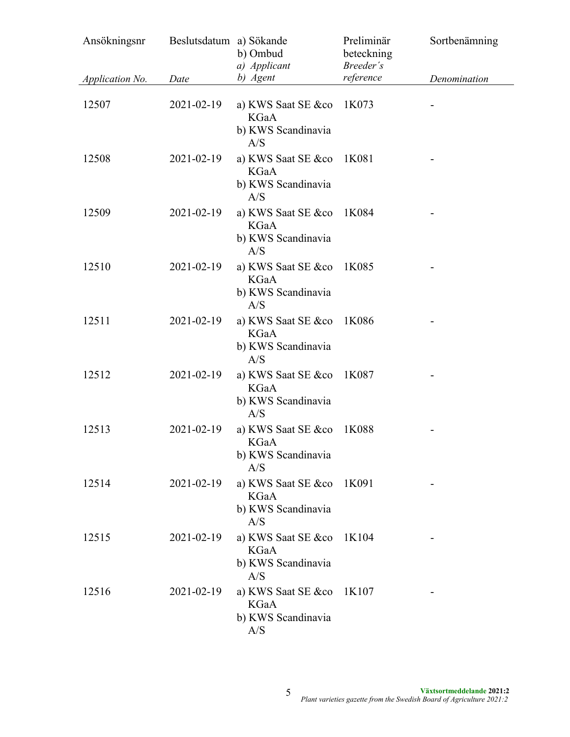| Ansökningsnr<br>*Application No.* | Beslutsdatum<br>*Date* | a) Sökande<br>b) Ombud<br>*a) Applicant*<br>*b) Agent* | Preliminär beteckning<br>*Breeder´s reference* | Sortbenämning<br>*Denomination* |
|---|---|---|---|---|
| 12507 | 2021-02-19 | a) KWS Saat SE &co KGaA<br>b) KWS Scandinavia A/S | 1K073 | - |
| 12508 | 2021-02-19 | a) KWS Saat SE &co KGaA<br>b) KWS Scandinavia A/S | 1K081 | - |
| 12509 | 2021-02-19 | a) KWS Saat SE &co KGaA<br>b) KWS Scandinavia A/S | 1K084 | - |
| 12510 | 2021-02-19 | a) KWS Saat SE &co KGaA<br>b) KWS Scandinavia A/S | 1K085 | - |
| 12511 | 2021-02-19 | a) KWS Saat SE &co KGaA<br>b) KWS Scandinavia A/S | 1K086 | - |
| 12512 | 2021-02-19 | a) KWS Saat SE &co KGaA<br>b) KWS Scandinavia A/S | 1K087 | - |
| 12513 | 2021-02-19 | a) KWS Saat SE &co KGaA<br>b) KWS Scandinavia A/S | 1K088 | - |
| 12514 | 2021-02-19 | a) KWS Saat SE &co KGaA<br>b) KWS Scandinavia A/S | 1K091 | - |
| 12515 | 2021-02-19 | a) KWS Saat SE &co KGaA<br>b) KWS Scandinavia A/S | 1K104 | - |
| 12516 | 2021-02-19 | a) KWS Saat SE &co KGaA<br>b) KWS Scandinavia A/S | 1K107 | - |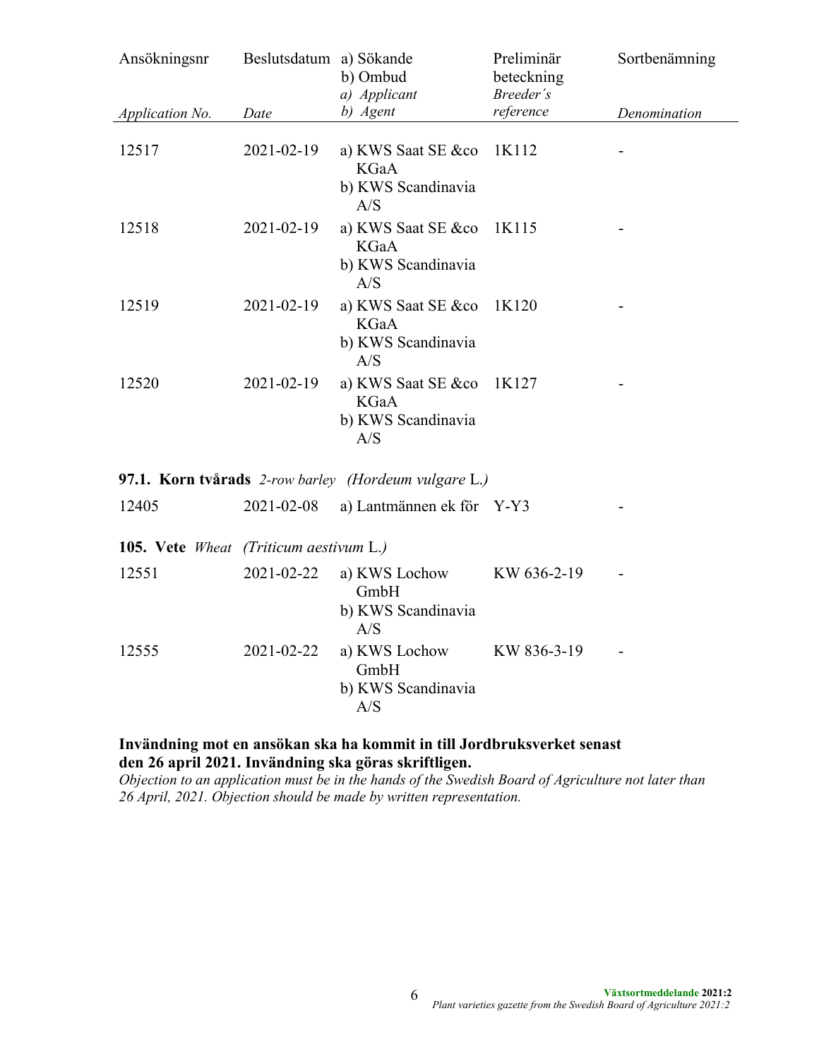| Ansökningsnr<br>*Application No.* | Beslutsdatum<br>*Date* | a) Sökande<br>b) Ombud<br>*a) Applicant*<br>*b) Agent* | Preliminär beteckning<br>*Breeder´s reference* | Sortbenämning<br>*Denomination* |
|---|---|---|---|---|
| 12517 | 2021-02-19 | a) KWS Saat SE &co KGaA<br>b) KWS Scandinavia A/S | 1K112 | - |
| 12518 | 2021-02-19 | a) KWS Saat SE &co KGaA<br>b) KWS Scandinavia A/S | 1K115 | - |
| 12519 | 2021-02-19 | a) KWS Saat SE &co KGaA<br>b) KWS Scandinavia A/S | 1K120 | - |
| 12520 | 2021-02-19 | a) KWS Saat SE &co KGaA<br>b) KWS Scandinavia A/S | 1K127 | - |

**97.1. Korn tvårads** *2-row barley (Hordeum vulgare* L.*)*

| | | | | |
|---|---|---|---|---|
| 12405 | 2021-02-08 | a) Lantmännen ek för | Y-Y3 | - |

**105. Vete** *Wheat (Triticum aestivum* L.*)*

| | | | | |
|---|---|---|---|---|
| 12551 | 2021-02-22 | a) KWS Lochow GmbH<br>b) KWS Scandinavia A/S | KW 636-2-19 | - |
| 12555 | 2021-02-22 | a) KWS Lochow GmbH<br>b) KWS Scandinavia A/S | KW 836-3-19 | - |

**Invändning mot en ansökan ska ha kommit in till Jordbruksverket senast den 26 april 2021. Invändning ska göras skriftligen.**
*Objection to an application must be in the hands of the Swedish Board of Agriculture not later than 26 April, 2021. Objection should be made by written representation.*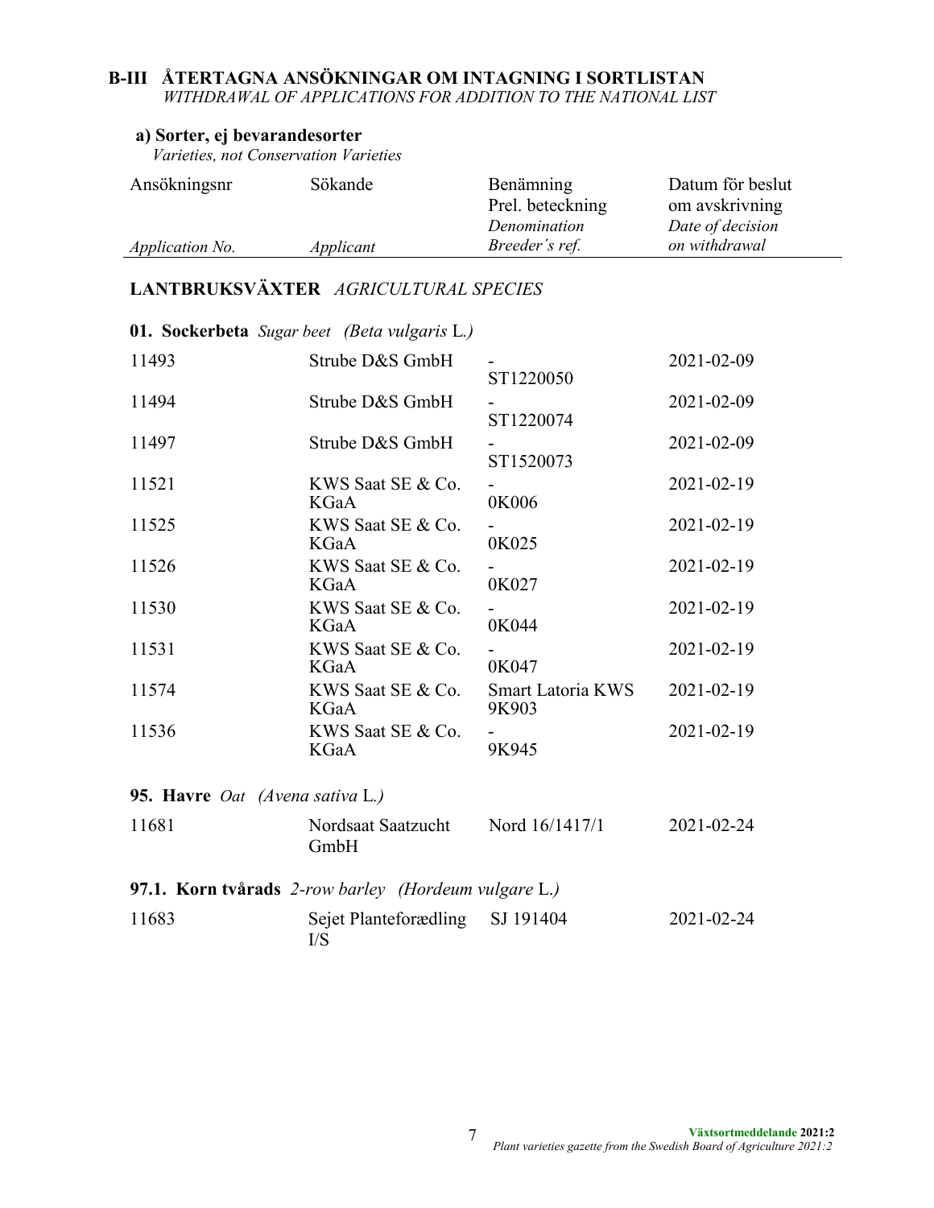## B-III ÅTERTAGNA ANSÖKNINGAR OM INTAGNING I SORTLISTAN

*WITHDRAWAL OF APPLICATIONS FOR ADDITION TO THE NATIONAL LIST*

### a) Sorter, ej bevarandesorter

*Varieties, not Conservation Varieties*

| Ansökningsnr<br>*Application No.* | Sökande<br>*Applicant* | Benämning<br>Prel. beteckning<br>*Denomination*<br>*Breeder´s ref.* | Datum för beslut om avskrivning<br>*Date of decision on withdrawal* |
|---|---|---|---|
| **LANTBRUKSVÄXTER** *AGRICULTURAL SPECIES* | | | |
| **01. Sockerbeta** *Sugar beet (Beta vulgaris L.)* | | | |
| 11493 | Strube D&S GmbH | -<br>ST1220050 | 2021-02-09 |
| 11494 | Strube D&S GmbH | -<br>ST1220074 | 2021-02-09 |
| 11497 | Strube D&S GmbH | -<br>ST1520073 | 2021-02-09 |
| 11521 | KWS Saat SE & Co. KGaA | -<br>0K006 | 2021-02-19 |
| 11525 | KWS Saat SE & Co. KGaA | -<br>0K025 | 2021-02-19 |
| 11526 | KWS Saat SE & Co. KGaA | -<br>0K027 | 2021-02-19 |
| 11530 | KWS Saat SE & Co. KGaA | -<br>0K044 | 2021-02-19 |
| 11531 | KWS Saat SE & Co. KGaA | -<br>0K047 | 2021-02-19 |
| 11574 | KWS Saat SE & Co. KGaA | Smart Latoria KWS<br>9K903 | 2021-02-19 |
| 11536 | KWS Saat SE & Co. KGaA | -<br>9K945 | 2021-02-19 |
| **95. Havre** *Oat (Avena sativa L.)* | | | |
| 11681 | Nordsaat Saatzucht GmbH | Nord 16/1417/1 | 2021-02-24 |
| **97.1. Korn tvårads** *2-row barley (Hordeum vulgare L.)* | | | |
| 11683 | Sejet Planteforædling I/S | SJ 191404 | 2021-02-24 |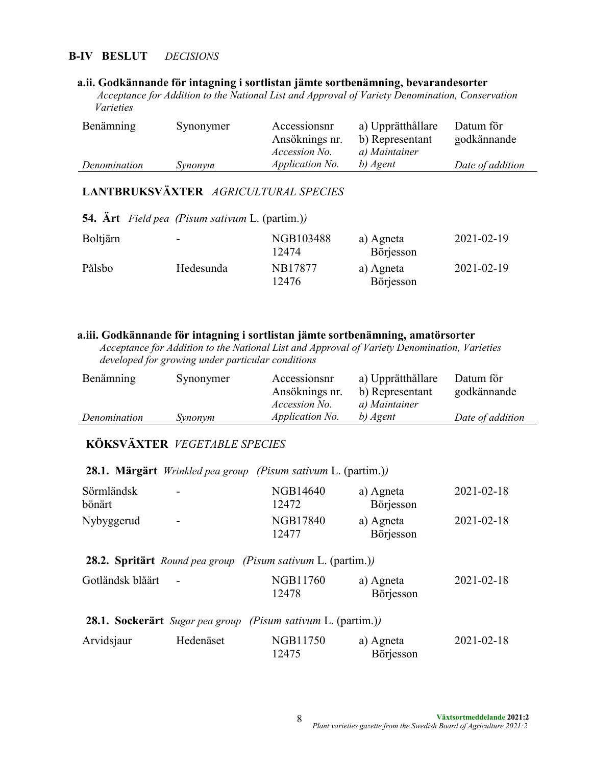## B-IV BESLUT *DECISIONS*

### a.ii. Godkännande för intagning i sortlistan jämte sortbenämning, bevarandesorter

*Acceptance for Addition to the National List and Approval of Variety Denomination, Conservation Varieties*

| Benämning<br>*Denomination* | Synonymer<br>*Synonym* | Accessionsnr<br>Ansöknings nr.<br>*Accession No.*<br>*Application No.* | a) Upprätthållare<br>b) Representant<br>*a) Maintainer*<br>*b) Agent* | Datum för godkännande<br>*Date of addition* |
|---|---|---|---|---|
| **LANTBRUKSVÄXTER** *AGRICULTURAL SPECIES* | | | | |
| **54. Ärt** *Field pea (Pisum sativum* L. (partim.)*)* | | | | |
| Boltjärn | - | NGB103488<br>12474 | a) Agneta Börjesson | 2021-02-19 |
| Pålsbo | Hedesunda | NB17877<br>12476 | a) Agneta Börjesson | 2021-02-19 |

### a.iii. Godkännande för intagning i sortlistan jämte sortbenämning, amatörsorter

*Acceptance for Addition to the National List and Approval of Variety Denomination, Varieties developed for growing under particular conditions*

| Benämning<br>*Denomination* | Synonymer<br>*Synonym* | Accessionsnr<br>Ansöknings nr.<br>*Accession No.*<br>*Application No.* | a) Upprätthållare<br>b) Representant<br>*a) Maintainer*<br>*b) Agent* | Datum för godkännande<br>*Date of addition* |
|---|---|---|---|---|
| **KÖKSVÄXTER** *VEGETABLE SPECIES* | | | | |
| **28.1. Märgärt** *Wrinkled pea group (Pisum sativum* L. (partim.)*)* | | | | |
| Sörmländsk bönärt | - | NGB14640<br>12472 | a) Agneta Börjesson | 2021-02-18 |
| Nybyggerud | - | NGB17840<br>12477 | a) Agneta Börjesson | 2021-02-18 |
| **28.2. Spritärt** *Round pea group (Pisum sativum* L. (partim.)*)* | | | | |
| Gotländsk blåärt | - | NGB11760<br>12478 | a) Agneta Börjesson | 2021-02-18 |
| **28.1. Sockerärt** *Sugar pea group (Pisum sativum* L. (partim.)*)* | | | | |
| Arvidsjaur | Hedenäset | NGB11750<br>12475 | a) Agneta Börjesson | 2021-02-18 |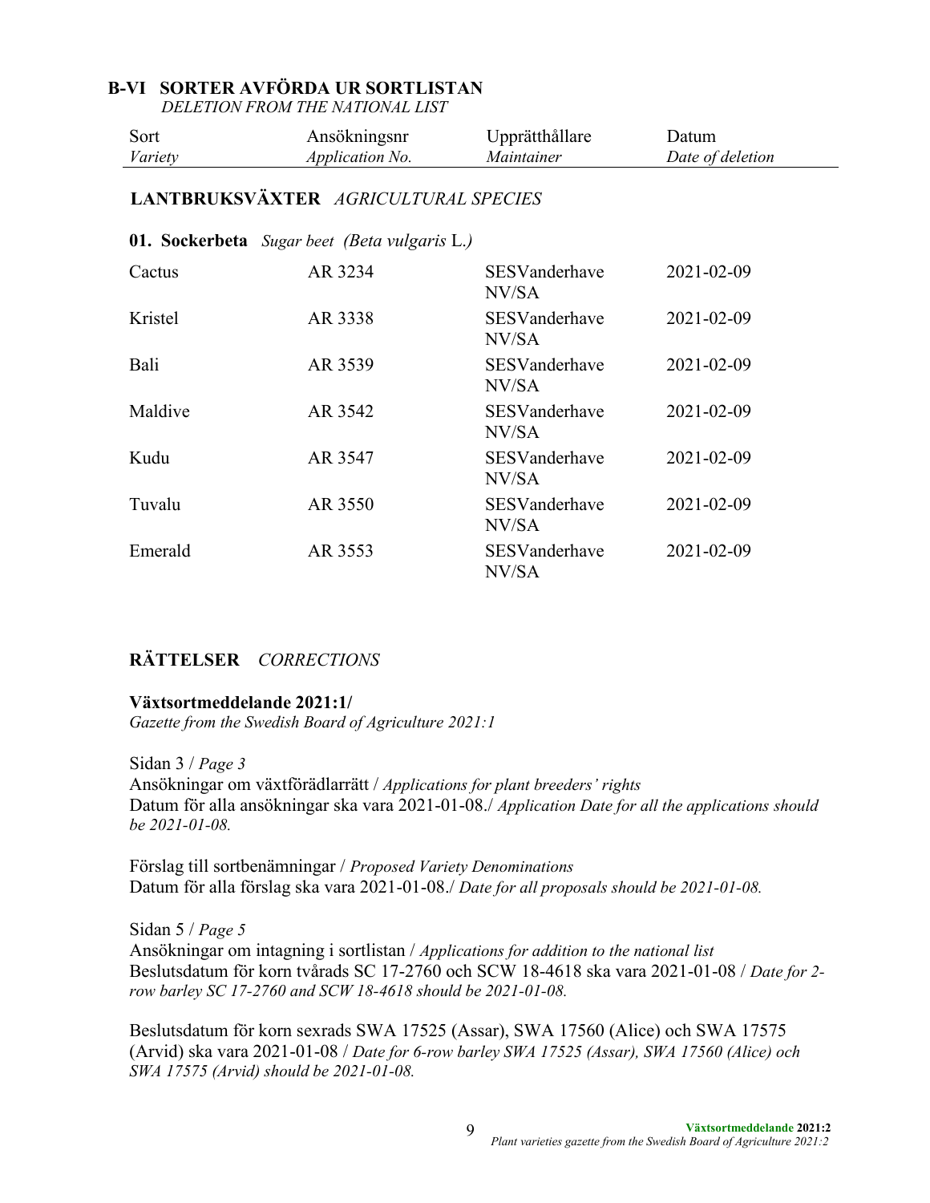## B-VI SORTER AVFÖRDA UR SORTLISTAN
*DELETION FROM THE NATIONAL LIST*

| Sort<br>*Variety* | Ansökningsnr<br>*Application No.* | Upprätthållare<br>*Maintainer* | Datum<br>*Date of deletion* |
|---|---|---|---|

### LANTBRUKSVÄXTER *AGRICULTURAL SPECIES*

**01. Sockerbeta** *Sugar beet (Beta vulgaris* L.*)*

| Sort | Ansökningsnr | Upprätthållare | Datum |
|---|---|---|---|
| Cactus | AR 3234 | SESVanderhave NV/SA | 2021-02-09 |
| Kristel | AR 3338 | SESVanderhave NV/SA | 2021-02-09 |
| Bali | AR 3539 | SESVanderhave NV/SA | 2021-02-09 |
| Maldive | AR 3542 | SESVanderhave NV/SA | 2021-02-09 |
| Kudu | AR 3547 | SESVanderhave NV/SA | 2021-02-09 |
| Tuvalu | AR 3550 | SESVanderhave NV/SA | 2021-02-09 |
| Emerald | AR 3553 | SESVanderhave NV/SA | 2021-02-09 |

### RÄTTELSER *CORRECTIONS*

**Växtsortmeddelande 2021:1/**
*Gazette from the Swedish Board of Agriculture 2021:1*

Sidan 3 / *Page 3*
Ansökningar om växtförädlarrätt / *Applications for plant breeders' rights*
Datum för alla ansökningar ska vara 2021-01-08./ *Application Date for all the applications should be 2021-01-08.*

Förslag till sortbenämningar / *Proposed Variety Denominations*
Datum för alla förslag ska vara 2021-01-08./ *Date for all proposals should be 2021-01-08.*

Sidan 5 / *Page 5*
Ansökningar om intagning i sortlistan / *Applications for addition to the national list*
Beslutsdatum för korn tvårads SC 17-2760 och SCW 18-4618 ska vara 2021-01-08 / *Date for 2-row barley SC 17-2760 and SCW 18-4618 should be 2021-01-08.*

Beslutsdatum för korn sexrads SWA 17525 (Assar), SWA 17560 (Alice) och SWA 17575 (Arvid) ska vara 2021-01-08 / *Date for 6-row barley SWA 17525 (Assar), SWA 17560 (Alice) och SWA 17575 (Arvid) should be 2021-01-08.*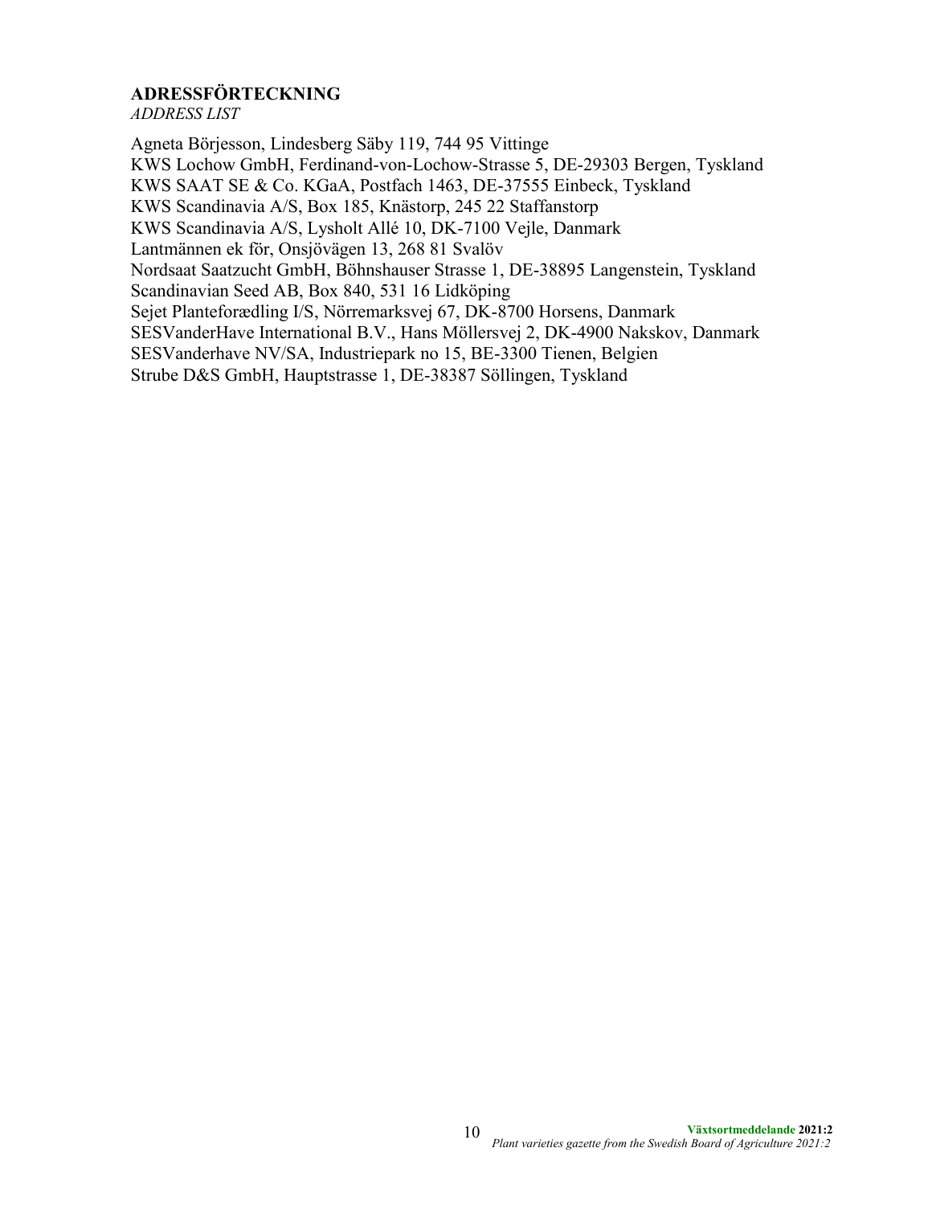## ADRESSFÖRTECKNING

*ADDRESS LIST*

Agneta Börjesson, Lindesberg Säby 119, 744 95 Vittinge
KWS Lochow GmbH, Ferdinand-von-Lochow-Strasse 5, DE-29303 Bergen, Tyskland
KWS SAAT SE & Co. KGaA, Postfach 1463, DE-37555 Einbeck, Tyskland
KWS Scandinavia A/S, Box 185, Knästorp, 245 22 Staffanstorp
KWS Scandinavia A/S, Lysholt Allé 10, DK-7100 Vejle, Danmark
Lantmännen ek för, Onsjövägen 13, 268 81 Svalöv
Nordsaat Saatzucht GmbH, Böhnshauser Strasse 1, DE-38895 Langenstein, Tyskland
Scandinavian Seed AB, Box 840, 531 16 Lidköping
Sejet Planteforædling I/S, Nörremarksvej 67, DK-8700 Horsens, Danmark
SESVanderHave International B.V., Hans Möllersvej 2, DK-4900 Nakskov, Danmark
SESVanderhave NV/SA, Industriepark no 15, BE-3300 Tienen, Belgien
Strube D&S GmbH, Hauptstrasse 1, DE-38387 Söllingen, Tyskland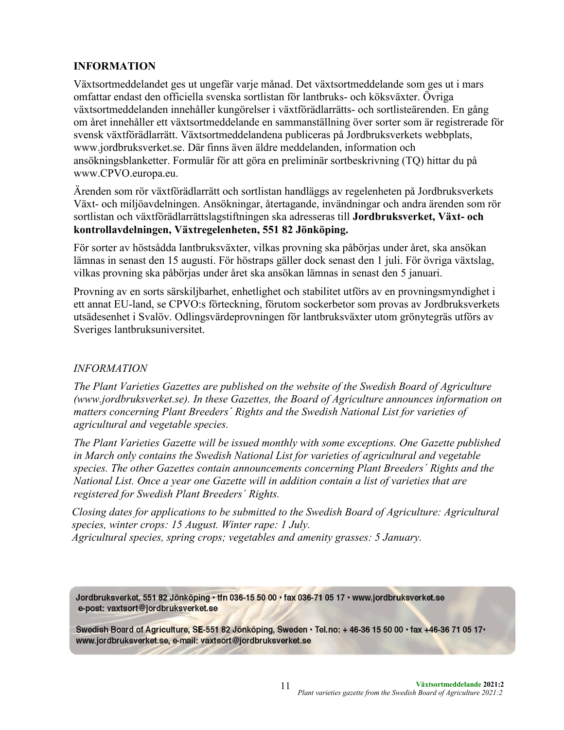## INFORMATION

Växtsortmeddelandet ges ut ungefär varje månad. Det växtsortmeddelande som ges ut i mars omfattar endast den officiella svenska sortlistan för lantbruks- och köksväxter. Övriga växtsortmeddelanden innehåller kungörelser i växtförädlarrätts- och sortlisteärenden. En gång om året innehåller ett växtsortmeddelande en sammanställning över sorter som är registrerade för svensk växtförädlarrätt. Växtsortmeddelandena publiceras på Jordbruksverkets webbplats, www.jordbruksverket.se. Där finns även äldre meddelanden, information och ansökningsblanketter. Formulär för att göra en preliminär sortbeskrivning (TQ) hittar du på www.CPVO.europa.eu.

Ärenden som rör växtförädlarrätt och sortlistan handläggs av regelenheten på Jordbruksverkets Växt- och miljöavdelningen. Ansökningar, återtagande, invändningar och andra ärenden som rör sortlistan och växtförädlarrättslagstiftningen ska adresseras till **Jordbruksverket, Växt- och kontrollavdelningen, Växtregelenheten, 551 82 Jönköping.**

För sorter av höstsådda lantbruksväxter, vilkas provning ska påbörjas under året, ska ansökan lämnas in senast den 15 augusti. För höstraps gäller dock senast den 1 juli. För övriga växtslag, vilkas provning ska påbörjas under året ska ansökan lämnas in senast den 5 januari.

Provning av en sorts särskiljbarhet, enhetlighet och stabilitet utförs av en provningsmyndighet i ett annat EU-land, se CPVO:s förteckning, förutom sockerbetor som provas av Jordbruksverkets utsädesenhet i Svalöv. Odlingsvärdeprovningen för lantbruksväxter utom grönytegräs utförs av Sveriges lantbruksuniversitet.

*INFORMATION*

*The Plant Varieties Gazettes are published on the website of the Swedish Board of Agriculture (www.jordbruksverket.se). In these Gazettes, the Board of Agriculture announces information on matters concerning Plant Breeders´ Rights and the Swedish National List for varieties of agricultural and vegetable species.*

*The Plant Varieties Gazette will be issued monthly with some exceptions. One Gazette published in March only contains the Swedish National List for varieties of agricultural and vegetable species. The other Gazettes contain announcements concerning Plant Breeders´ Rights and the National List. Once a year one Gazette will in addition contain a list of varieties that are registered for Swedish Plant Breeders´ Rights.*

*Closing dates for applications to be submitted to the Swedish Board of Agriculture: Agricultural species, winter crops: 15 August. Winter rape: 1 July.*
*Agricultural species, spring crops; vegetables and amenity grasses: 5 January.*

Jordbruksverket, 551 82 Jönköping • tfn 036-15 50 00 • fax 036-71 05 17 • www.jordbruksverket.se
e-post: vaxtsort@jordbruksverket.se

Swedish Board of Agriculture, SE-551 82 Jönköping, Sweden • Tel.no: + 46-36 15 50 00 • fax +46-36 71 05 17•
www.jordbruksverket.se, e-mail: vaxtsort@jordbruksverket.se